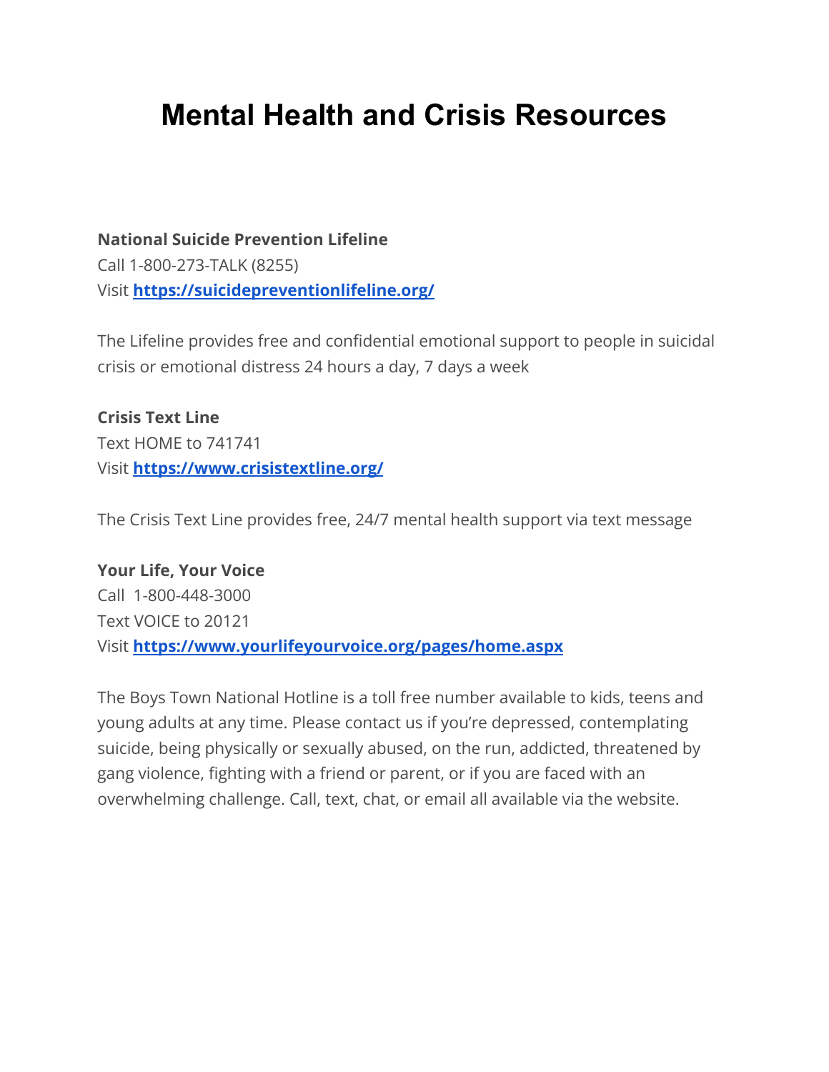# Mental Health and Crisis Resources

**National Suicide Prevention Lifeline**
Call 1-800-273-TALK (8255)
Visit **https://suicidepreventionlifeline.org/**

The Lifeline provides free and confidential emotional support to people in suicidal crisis or emotional distress 24 hours a day, 7 days a week

**Crisis Text Line**
Text HOME to 741741
Visit **https://www.crisistextline.org/**

The Crisis Text Line provides free, 24/7 mental health support via text message

**Your Life, Your Voice**
Call 1-800-448-3000
Text VOICE to 20121
Visit **https://www.yourlifeyourvoice.org/pages/home.aspx**

The Boys Town National Hotline is a toll free number available to kids, teens and young adults at any time. Please contact us if you're depressed, contemplating suicide, being physically or sexually abused, on the run, addicted, threatened by gang violence, fighting with a friend or parent, or if you are faced with an overwhelming challenge. Call, text, chat, or email all available via the website.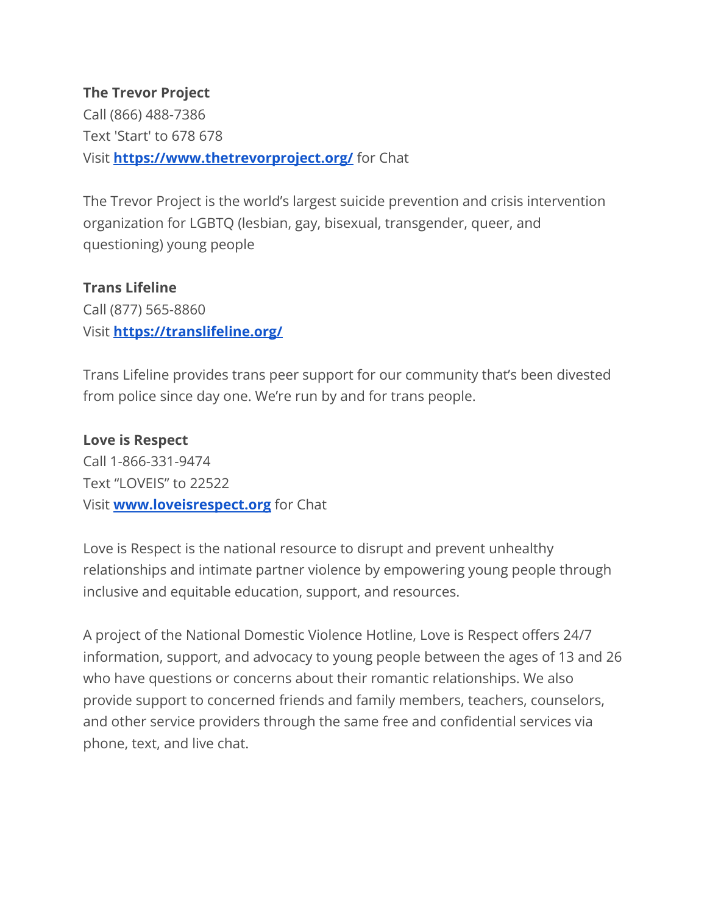**The Trevor Project**
Call (866) 488-7386
Text 'Start' to 678 678
Visit **[https://www.thetrevorproject.org/](https://www.thetrevorproject.org/)** for Chat

The Trevor Project is the world's largest suicide prevention and crisis intervention organization for LGBTQ (lesbian, gay, bisexual, transgender, queer, and questioning) young people

**Trans Lifeline**
Call (877) 565-8860
Visit **[https://translifeline.org/](https://translifeline.org/)**

Trans Lifeline provides trans peer support for our community that's been divested from police since day one. We're run by and for trans people.

**Love is Respect**
Call 1-866-331-9474
Text "LOVEIS" to 22522
Visit **[www.loveisrespect.org](http://www.loveisrespect.org)** for Chat

Love is Respect is the national resource to disrupt and prevent unhealthy relationships and intimate partner violence by empowering young people through inclusive and equitable education, support, and resources.

A project of the National Domestic Violence Hotline, Love is Respect offers 24/7 information, support, and advocacy to young people between the ages of 13 and 26 who have questions or concerns about their romantic relationships. We also provide support to concerned friends and family members, teachers, counselors, and other service providers through the same free and confidential services via phone, text, and live chat.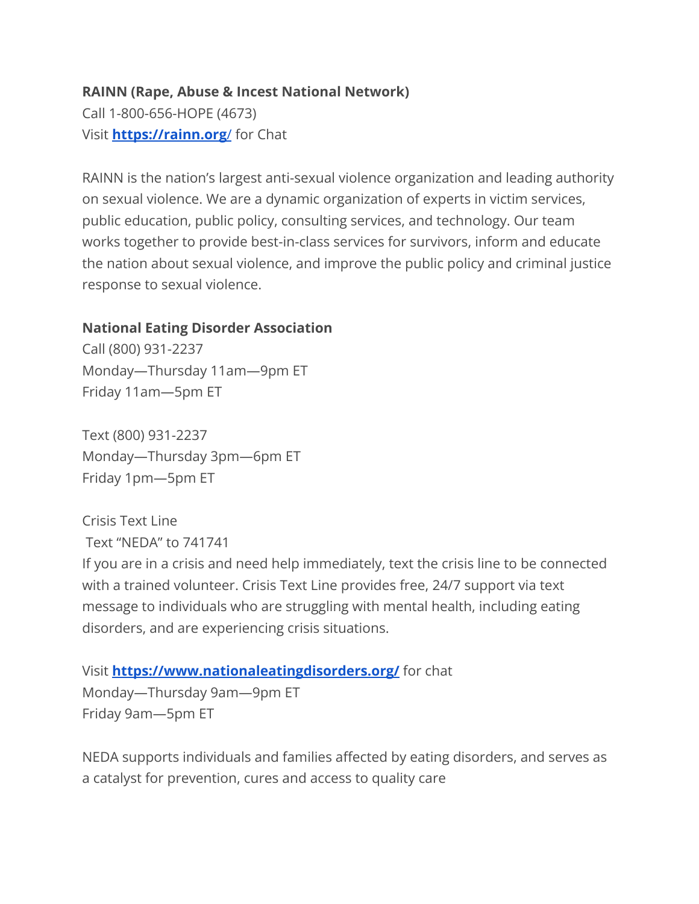**RAINN (Rape, Abuse & Incest National Network)**
Call 1-800-656-HOPE (4673)
Visit **[https://rainn.org/](https://rainn.org/)** for Chat

RAINN is the nation's largest anti-sexual violence organization and leading authority on sexual violence. We are a dynamic organization of experts in victim services, public education, public policy, consulting services, and technology. Our team works together to provide best-in-class services for survivors, inform and educate the nation about sexual violence, and improve the public policy and criminal justice response to sexual violence.

**National Eating Disorder Association**
Call (800) 931-2237
Monday—Thursday 11am—9pm ET
Friday 11am—5pm ET

Text (800) 931-2237
Monday—Thursday 3pm—6pm ET
Friday 1pm—5pm ET

Crisis Text Line
Text "NEDA" to 741741
If you are in a crisis and need help immediately, text the crisis line to be connected with a trained volunteer. Crisis Text Line provides free, 24/7 support via text message to individuals who are struggling with mental health, including eating disorders, and are experiencing crisis situations.

Visit **[https://www.nationaleatingdisorders.org/](https://www.nationaleatingdisorders.org/)** for chat
Monday—Thursday 9am—9pm ET
Friday 9am—5pm ET

NEDA supports individuals and families affected by eating disorders, and serves as a catalyst for prevention, cures and access to quality care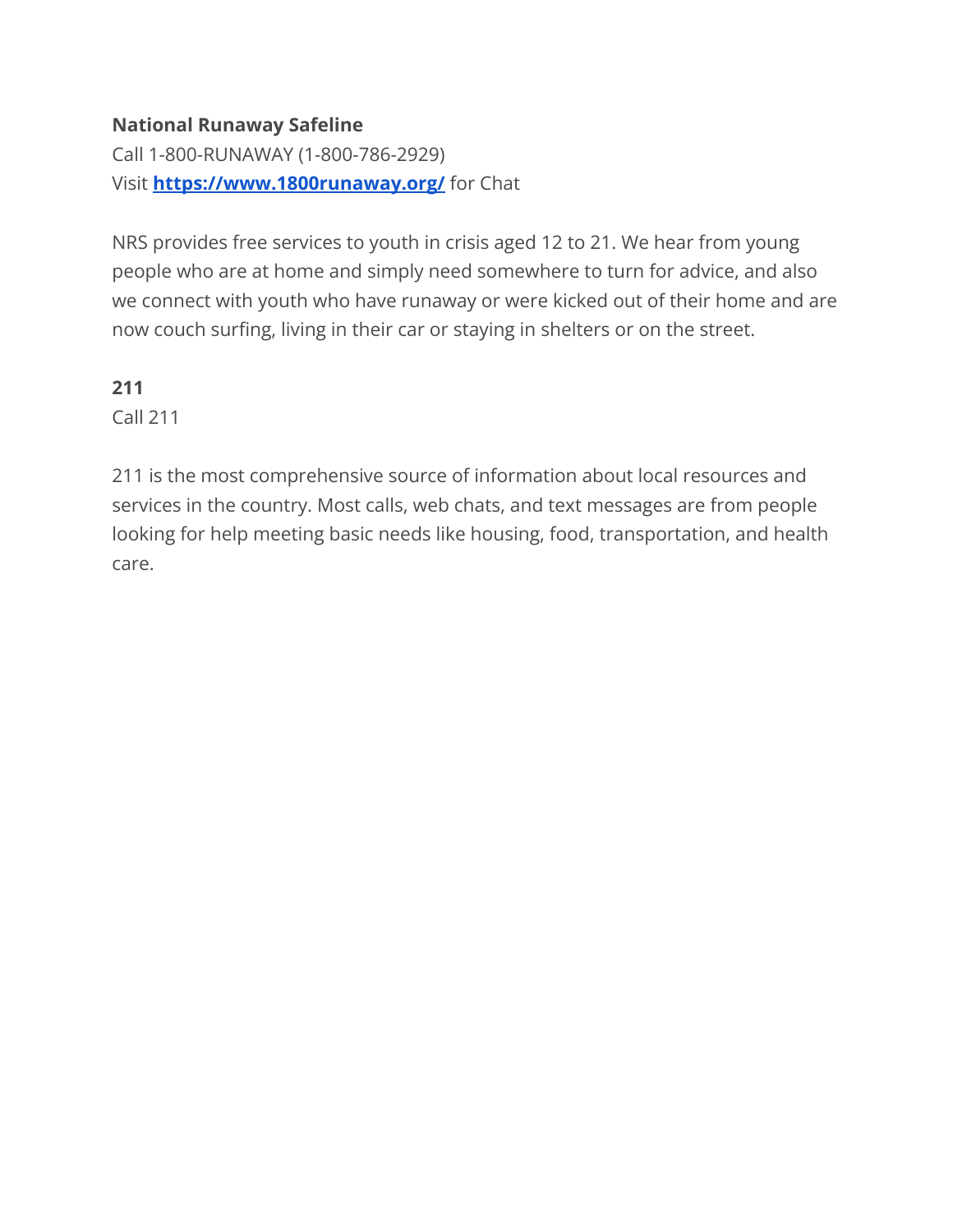**National Runaway Safeline**
Call 1-800-RUNAWAY (1-800-786-2929)
Visit **[https://www.1800runaway.org/](https://www.1800runaway.org/)** for Chat

NRS provides free services to youth in crisis aged 12 to 21. We hear from young people who are at home and simply need somewhere to turn for advice, and also we connect with youth who have runaway or were kicked out of their home and are now couch surfing, living in their car or staying in shelters or on the street.

**211**
Call 211

211 is the most comprehensive source of information about local resources and services in the country. Most calls, web chats, and text messages are from people looking for help meeting basic needs like housing, food, transportation, and health care.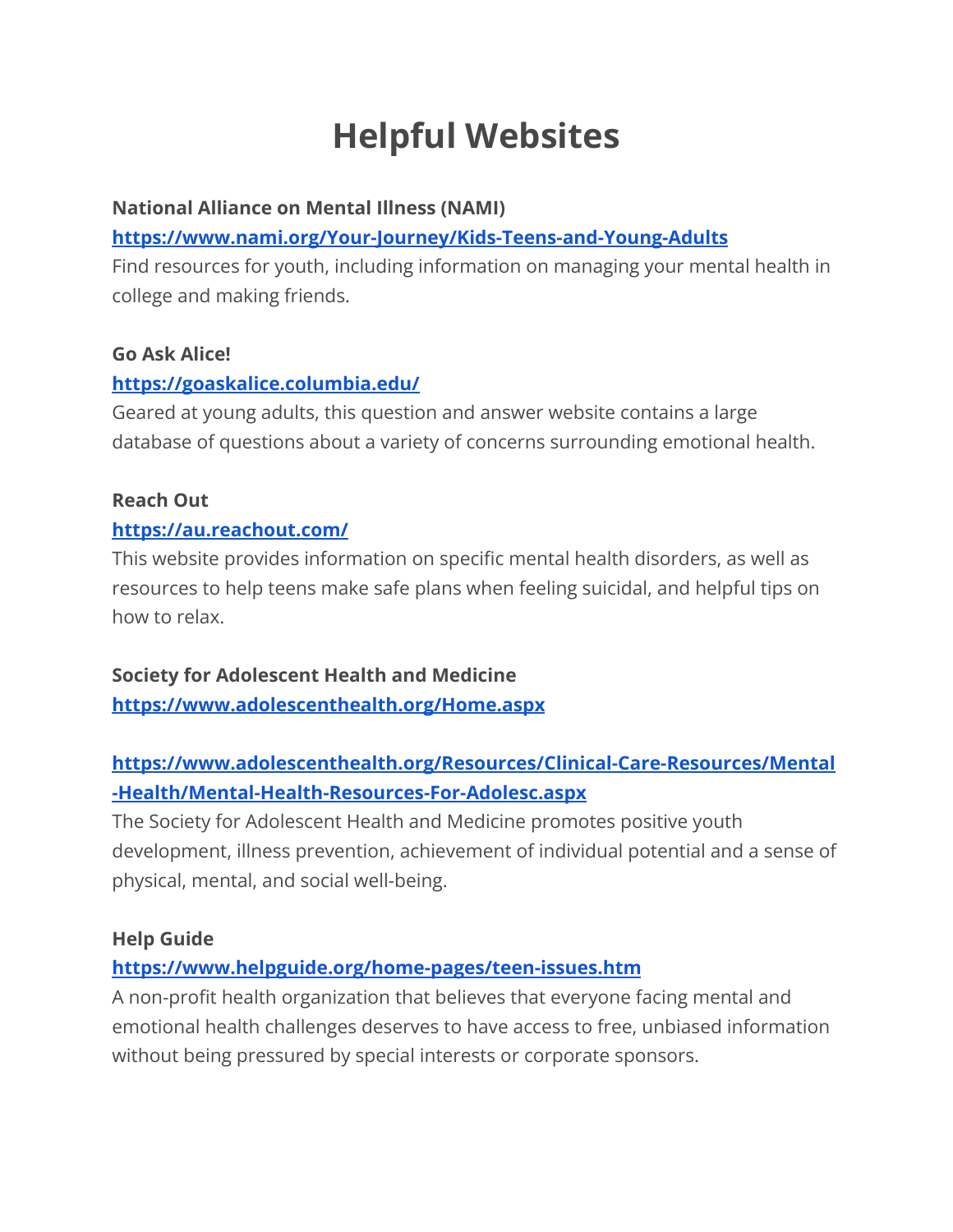# Helpful Websites

**National Alliance on Mental Illness (NAMI)**
**https://www.nami.org/Your-Journey/Kids-Teens-and-Young-Adults**
Find resources for youth, including information on managing your mental health in college and making friends.

**Go Ask Alice!**
**https://goaskalice.columbia.edu/**
Geared at young adults, this question and answer website contains a large database of questions about a variety of concerns surrounding emotional health.

**Reach Out**
**https://au.reachout.com/**
This website provides information on specific mental health disorders, as well as resources to help teens make safe plans when feeling suicidal, and helpful tips on how to relax.

**Society for Adolescent Health and Medicine**
**https://www.adolescenthealth.org/Home.aspx**

**https://www.adolescenthealth.org/Resources/Clinical-Care-Resources/Mental-Health/Mental-Health-Resources-For-Adolesc.aspx**
The Society for Adolescent Health and Medicine promotes positive youth development, illness prevention, achievement of individual potential and a sense of physical, mental, and social well-being.

**Help Guide**
**https://www.helpguide.org/home-pages/teen-issues.htm**
A non-profit health organization that believes that everyone facing mental and emotional health challenges deserves to have access to free, unbiased information without being pressured by special interests or corporate sponsors.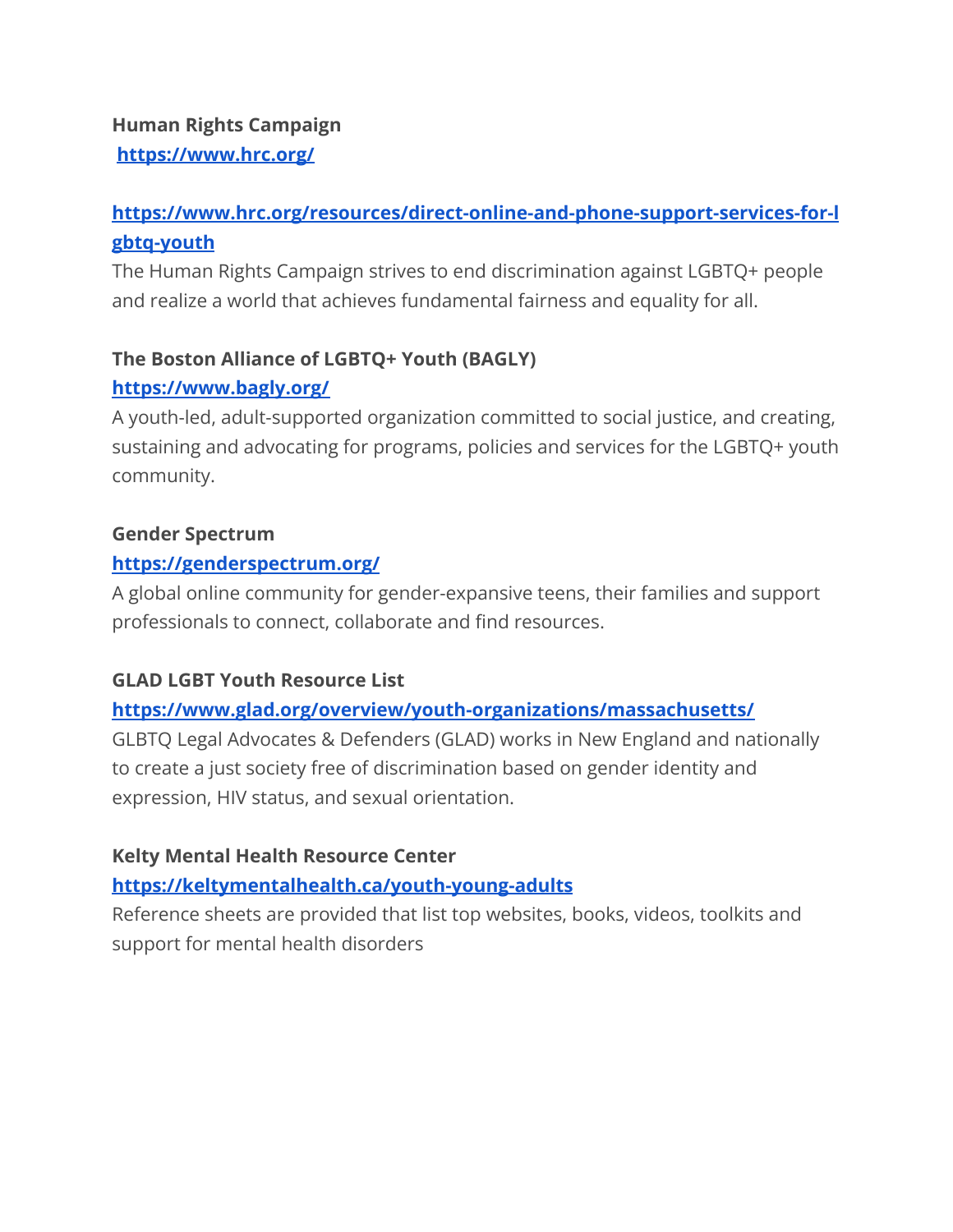**Human Rights Campaign**
**https://www.hrc.org/**

**https://www.hrc.org/resources/direct-online-and-phone-support-services-for-lgbtq-youth**
The Human Rights Campaign strives to end discrimination against LGBTQ+ people and realize a world that achieves fundamental fairness and equality for all.

**The Boston Alliance of LGBTQ+ Youth (BAGLY)**
**https://www.bagly.org/**
A youth-led, adult-supported organization committed to social justice, and creating, sustaining and advocating for programs, policies and services for the LGBTQ+ youth community.

**Gender Spectrum**
**https://genderspectrum.org/**
A global online community for gender-expansive teens, their families and support professionals to connect, collaborate and find resources.

**GLAD LGBT Youth Resource List**
**https://www.glad.org/overview/youth-organizations/massachusetts/**
GLBTQ Legal Advocates & Defenders (GLAD) works in New England and nationally to create a just society free of discrimination based on gender identity and expression, HIV status, and sexual orientation.

**Kelty Mental Health Resource Center**
**https://keltymentalhealth.ca/youth-young-adults**
Reference sheets are provided that list top websites, books, videos, toolkits and support for mental health disorders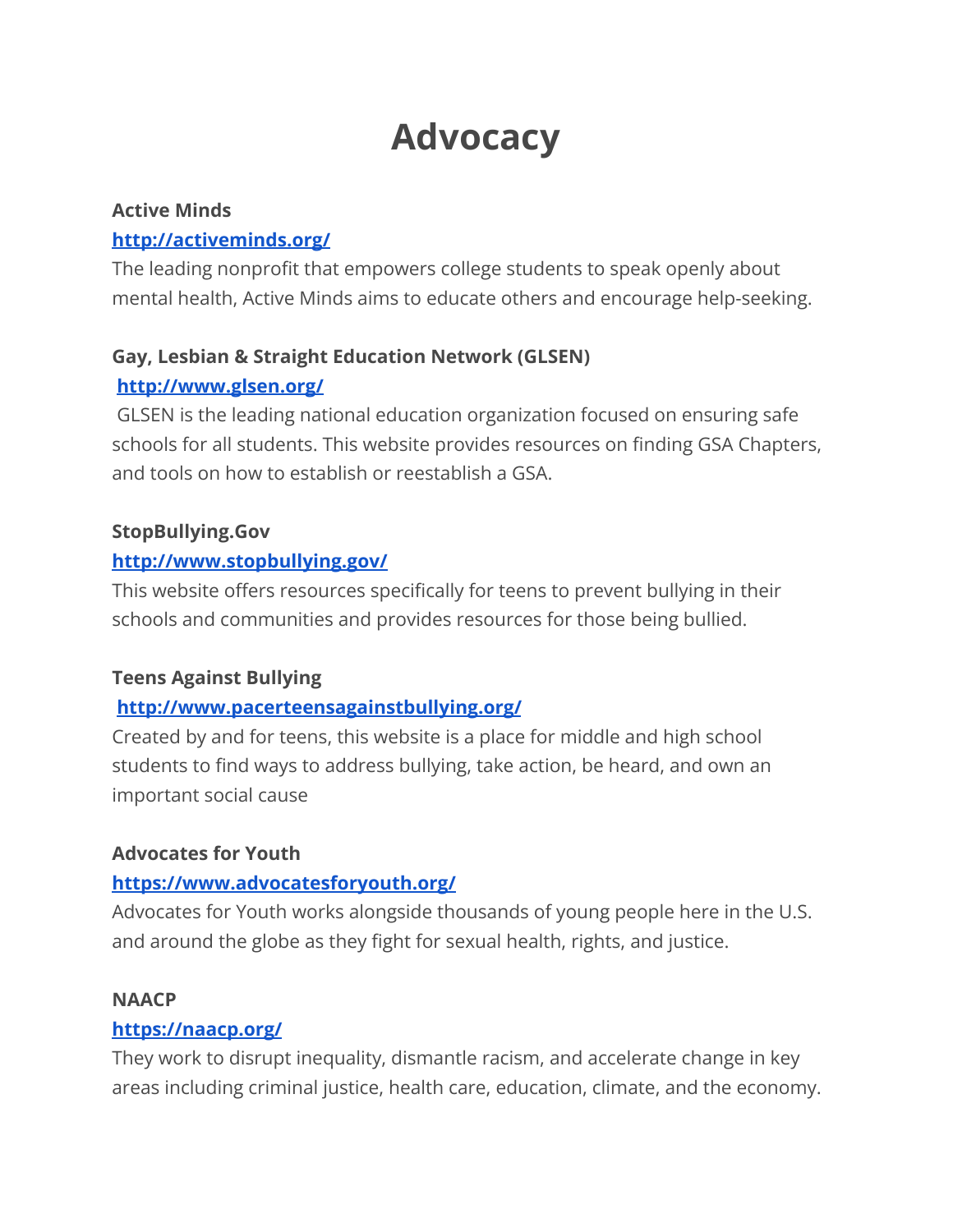# Advocacy

**Active Minds**

**http://activeminds.org/**

The leading nonprofit that empowers college students to speak openly about mental health, Active Minds aims to educate others and encourage help-seeking.

**Gay, Lesbian & Straight Education Network (GLSEN)**

**http://www.glsen.org/**

GLSEN is the leading national education organization focused on ensuring safe schools for all students. This website provides resources on finding GSA Chapters, and tools on how to establish or reestablish a GSA.

**StopBullying.Gov**

**http://www.stopbullying.gov/**

This website offers resources specifically for teens to prevent bullying in their schools and communities and provides resources for those being bullied.

**Teens Against Bullying**

**http://www.pacerteensagainstbullying.org/**

Created by and for teens, this website is a place for middle and high school students to find ways to address bullying, take action, be heard, and own an important social cause

**Advocates for Youth**

**https://www.advocatesforyouth.org/**

Advocates for Youth works alongside thousands of young people here in the U.S. and around the globe as they fight for sexual health, rights, and justice.

**NAACP**

**https://naacp.org/**

They work to disrupt inequality, dismantle racism, and accelerate change in key areas including criminal justice, health care, education, climate, and the economy.